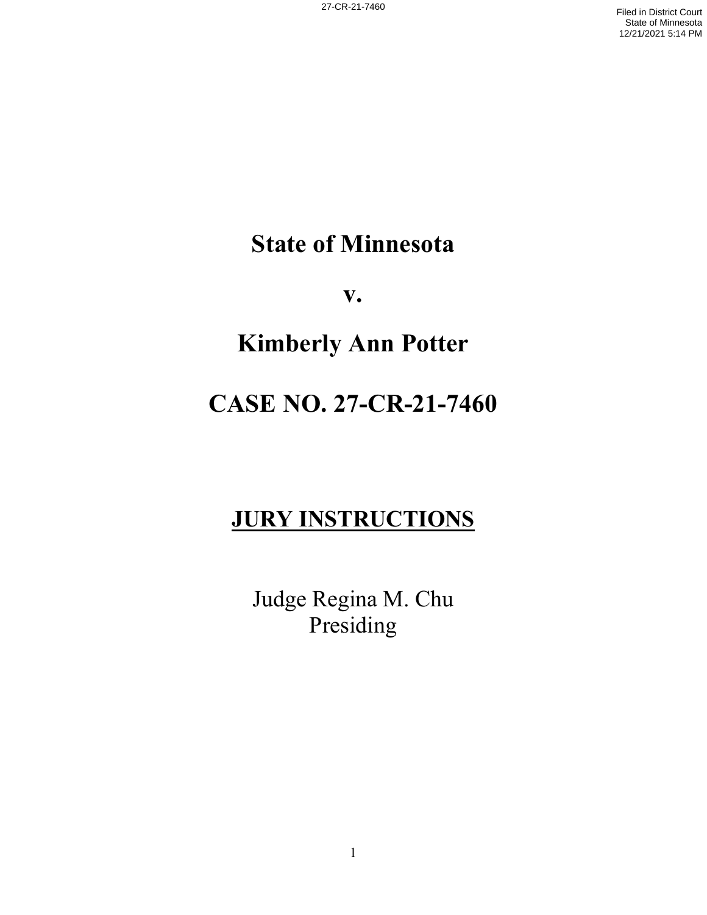# State of Minnesota

# v.

# Kimberly Ann Potter

# CASE NO. 27-CR-21-7460

## JURY INSTRUCTIONS

Judge Regina M. Chu
Presiding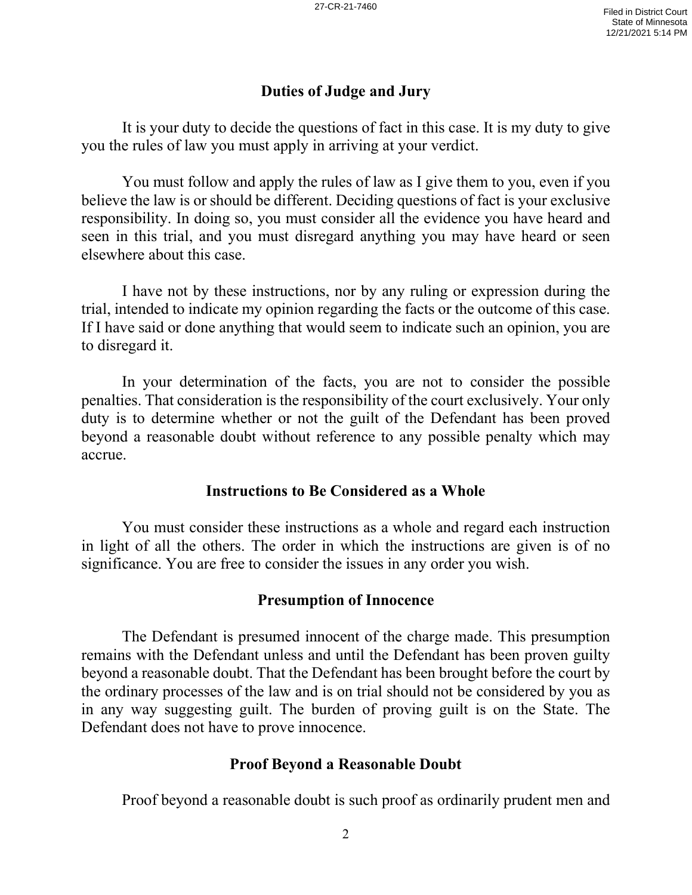## Duties of Judge and Jury

It is your duty to decide the questions of fact in this case. It is my duty to give you the rules of law you must apply in arriving at your verdict.

You must follow and apply the rules of law as I give them to you, even if you believe the law is or should be different. Deciding questions of fact is your exclusive responsibility. In doing so, you must consider all the evidence you have heard and seen in this trial, and you must disregard anything you may have heard or seen elsewhere about this case.

I have not by these instructions, nor by any ruling or expression during the trial, intended to indicate my opinion regarding the facts or the outcome of this case. If I have said or done anything that would seem to indicate such an opinion, you are to disregard it.

In your determination of the facts, you are not to consider the possible penalties. That consideration is the responsibility of the court exclusively. Your only duty is to determine whether or not the guilt of the Defendant has been proved beyond a reasonable doubt without reference to any possible penalty which may accrue.

## Instructions to Be Considered as a Whole

You must consider these instructions as a whole and regard each instruction in light of all the others. The order in which the instructions are given is of no significance. You are free to consider the issues in any order you wish.

## Presumption of Innocence

The Defendant is presumed innocent of the charge made. This presumption remains with the Defendant unless and until the Defendant has been proven guilty beyond a reasonable doubt. That the Defendant has been brought before the court by the ordinary processes of the law and is on trial should not be considered by you as in any way suggesting guilt. The burden of proving guilt is on the State. The Defendant does not have to prove innocence.

## Proof Beyond a Reasonable Doubt

Proof beyond a reasonable doubt is such proof as ordinarily prudent men and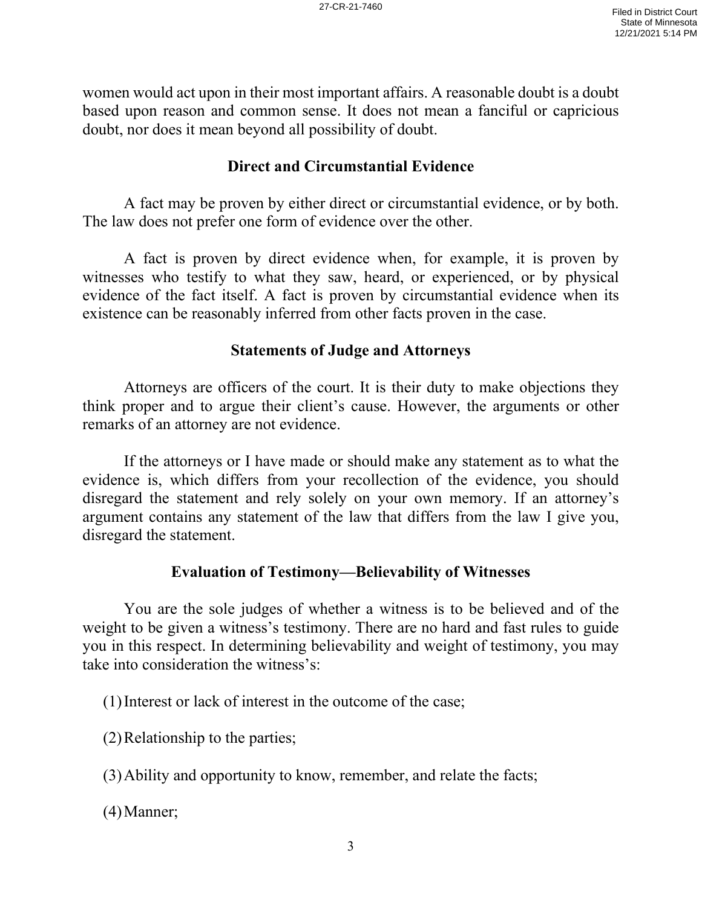women would act upon in their most important affairs. A reasonable doubt is a doubt based upon reason and common sense. It does not mean a fanciful or capricious doubt, nor does it mean beyond all possibility of doubt.

### Direct and Circumstantial Evidence

A fact may be proven by either direct or circumstantial evidence, or by both. The law does not prefer one form of evidence over the other.

A fact is proven by direct evidence when, for example, it is proven by witnesses who testify to what they saw, heard, or experienced, or by physical evidence of the fact itself. A fact is proven by circumstantial evidence when its existence can be reasonably inferred from other facts proven in the case.

### Statements of Judge and Attorneys

Attorneys are officers of the court. It is their duty to make objections they think proper and to argue their client's cause. However, the arguments or other remarks of an attorney are not evidence.

If the attorneys or I have made or should make any statement as to what the evidence is, which differs from your recollection of the evidence, you should disregard the statement and rely solely on your own memory. If an attorney's argument contains any statement of the law that differs from the law I give you, disregard the statement.

### Evaluation of Testimony—Believability of Witnesses

You are the sole judges of whether a witness is to be believed and of the weight to be given a witness's testimony. There are no hard and fast rules to guide you in this respect. In determining believability and weight of testimony, you may take into consideration the witness's:

(1) Interest or lack of interest in the outcome of the case;

(2) Relationship to the parties;

(3) Ability and opportunity to know, remember, and relate the facts;

(4) Manner;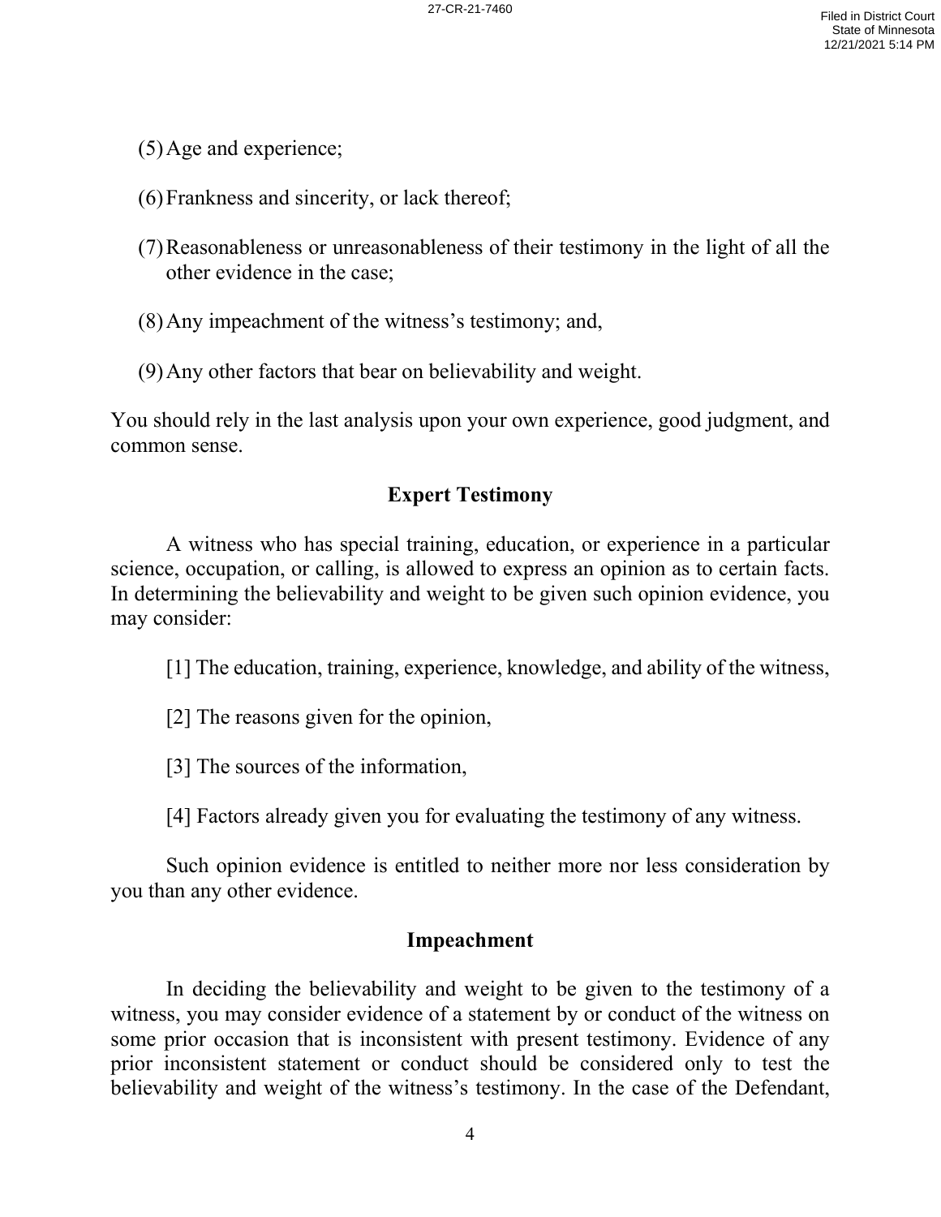(5) Age and experience;

(6) Frankness and sincerity, or lack thereof;

(7) Reasonableness or unreasonableness of their testimony in the light of all the other evidence in the case;

(8) Any impeachment of the witness's testimony; and,

(9) Any other factors that bear on believability and weight.

You should rely in the last analysis upon your own experience, good judgment, and common sense.

## Expert Testimony

A witness who has special training, education, or experience in a particular science, occupation, or calling, is allowed to express an opinion as to certain facts. In determining the believability and weight to be given such opinion evidence, you may consider:

[1] The education, training, experience, knowledge, and ability of the witness,

[2] The reasons given for the opinion,

[3] The sources of the information,

[4] Factors already given you for evaluating the testimony of any witness.

Such opinion evidence is entitled to neither more nor less consideration by you than any other evidence.

## Impeachment

In deciding the believability and weight to be given to the testimony of a witness, you may consider evidence of a statement by or conduct of the witness on some prior occasion that is inconsistent with present testimony. Evidence of any prior inconsistent statement or conduct should be considered only to test the believability and weight of the witness's testimony. In the case of the Defendant,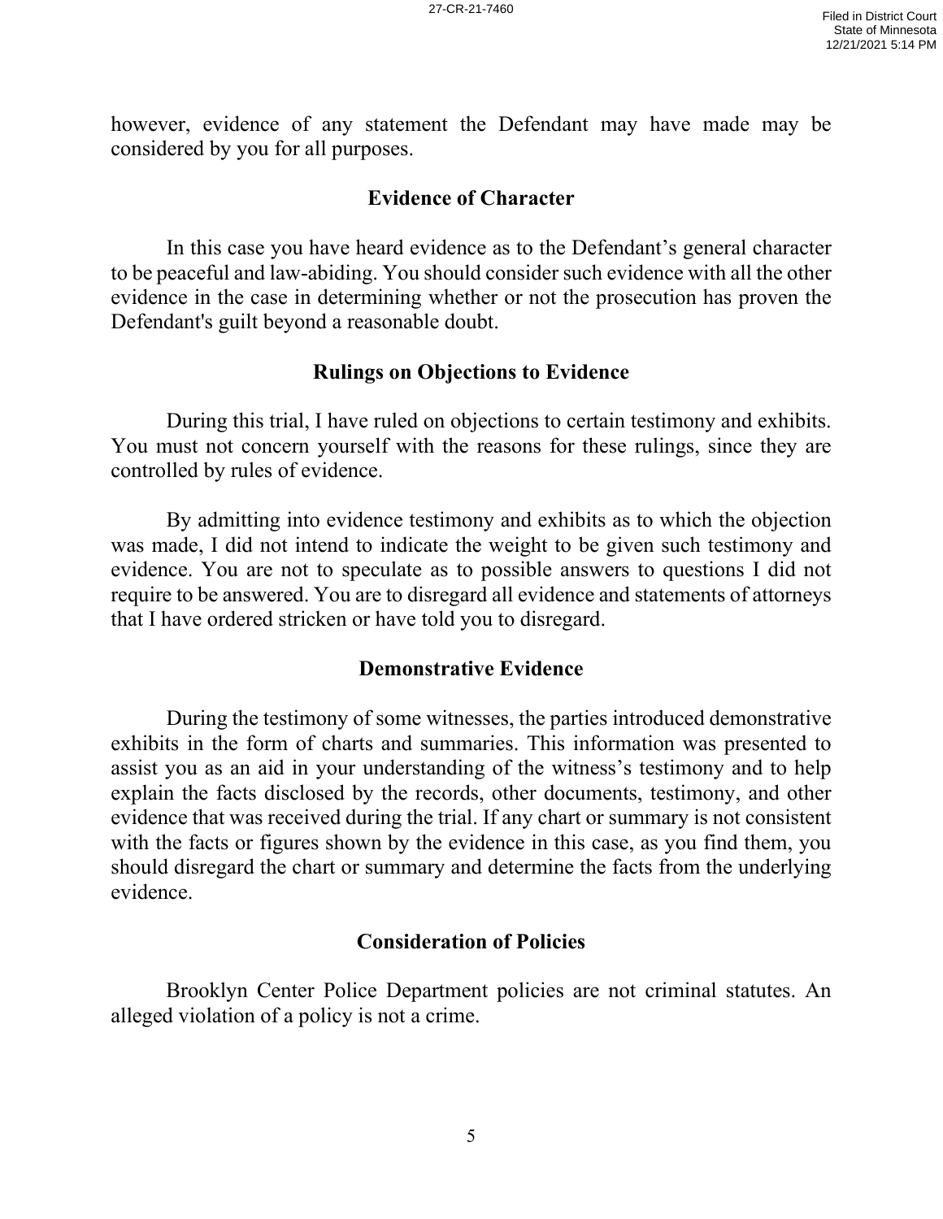however, evidence of any statement the Defendant may have made may be considered by you for all purposes.

## Evidence of Character

In this case you have heard evidence as to the Defendant's general character to be peaceful and law-abiding. You should consider such evidence with all the other evidence in the case in determining whether or not the prosecution has proven the Defendant's guilt beyond a reasonable doubt.

## Rulings on Objections to Evidence

During this trial, I have ruled on objections to certain testimony and exhibits. You must not concern yourself with the reasons for these rulings, since they are controlled by rules of evidence.

By admitting into evidence testimony and exhibits as to which the objection was made, I did not intend to indicate the weight to be given such testimony and evidence. You are not to speculate as to possible answers to questions I did not require to be answered. You are to disregard all evidence and statements of attorneys that I have ordered stricken or have told you to disregard.

## Demonstrative Evidence

During the testimony of some witnesses, the parties introduced demonstrative exhibits in the form of charts and summaries. This information was presented to assist you as an aid in your understanding of the witness's testimony and to help explain the facts disclosed by the records, other documents, testimony, and other evidence that was received during the trial. If any chart or summary is not consistent with the facts or figures shown by the evidence in this case, as you find them, you should disregard the chart or summary and determine the facts from the underlying evidence.

## Consideration of Policies

Brooklyn Center Police Department policies are not criminal statutes. An alleged violation of a policy is not a crime.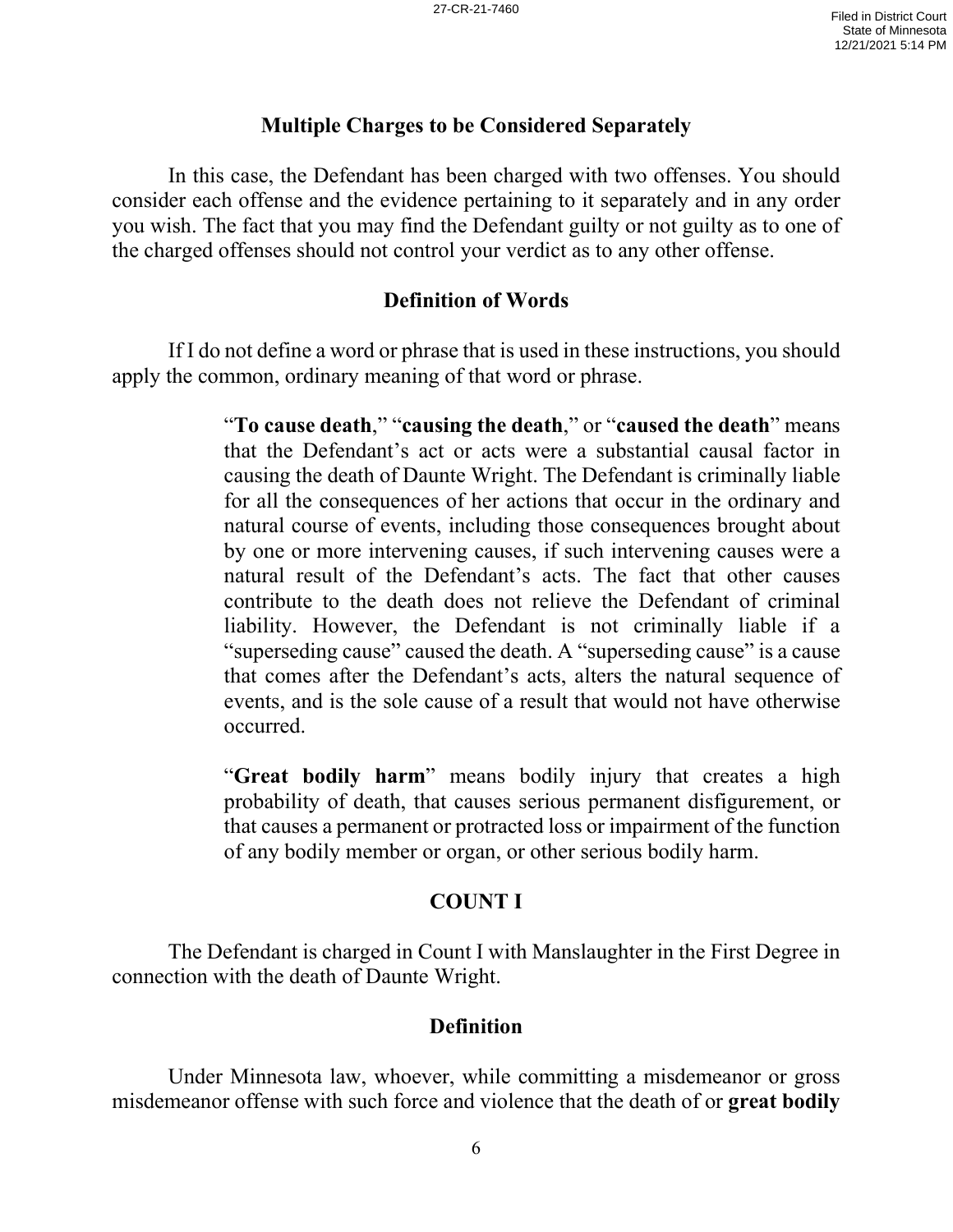## Multiple Charges to be Considered Separately

In this case, the Defendant has been charged with two offenses. You should consider each offense and the evidence pertaining to it separately and in any order you wish. The fact that you may find the Defendant guilty or not guilty as to one of the charged offenses should not control your verdict as to any other offense.

## Definition of Words

If I do not define a word or phrase that is used in these instructions, you should apply the common, ordinary meaning of that word or phrase.

> "**To cause death**," "**causing the death**," or "**caused the death**" means that the Defendant's act or acts were a substantial causal factor in causing the death of Daunte Wright. The Defendant is criminally liable for all the consequences of her actions that occur in the ordinary and natural course of events, including those consequences brought about by one or more intervening causes, if such intervening causes were a natural result of the Defendant's acts. The fact that other causes contribute to the death does not relieve the Defendant of criminal liability. However, the Defendant is not criminally liable if a "superseding cause" caused the death. A "superseding cause" is a cause that comes after the Defendant's acts, alters the natural sequence of events, and is the sole cause of a result that would not have otherwise occurred.
>
> "**Great bodily harm**" means bodily injury that creates a high probability of death, that causes serious permanent disfigurement, or that causes a permanent or protracted loss or impairment of the function of any bodily member or organ, or other serious bodily harm.

## COUNT I

The Defendant is charged in Count I with Manslaughter in the First Degree in connection with the death of Daunte Wright.

## Definition

Under Minnesota law, whoever, while committing a misdemeanor or gross misdemeanor offense with such force and violence that the death of or **great bodily**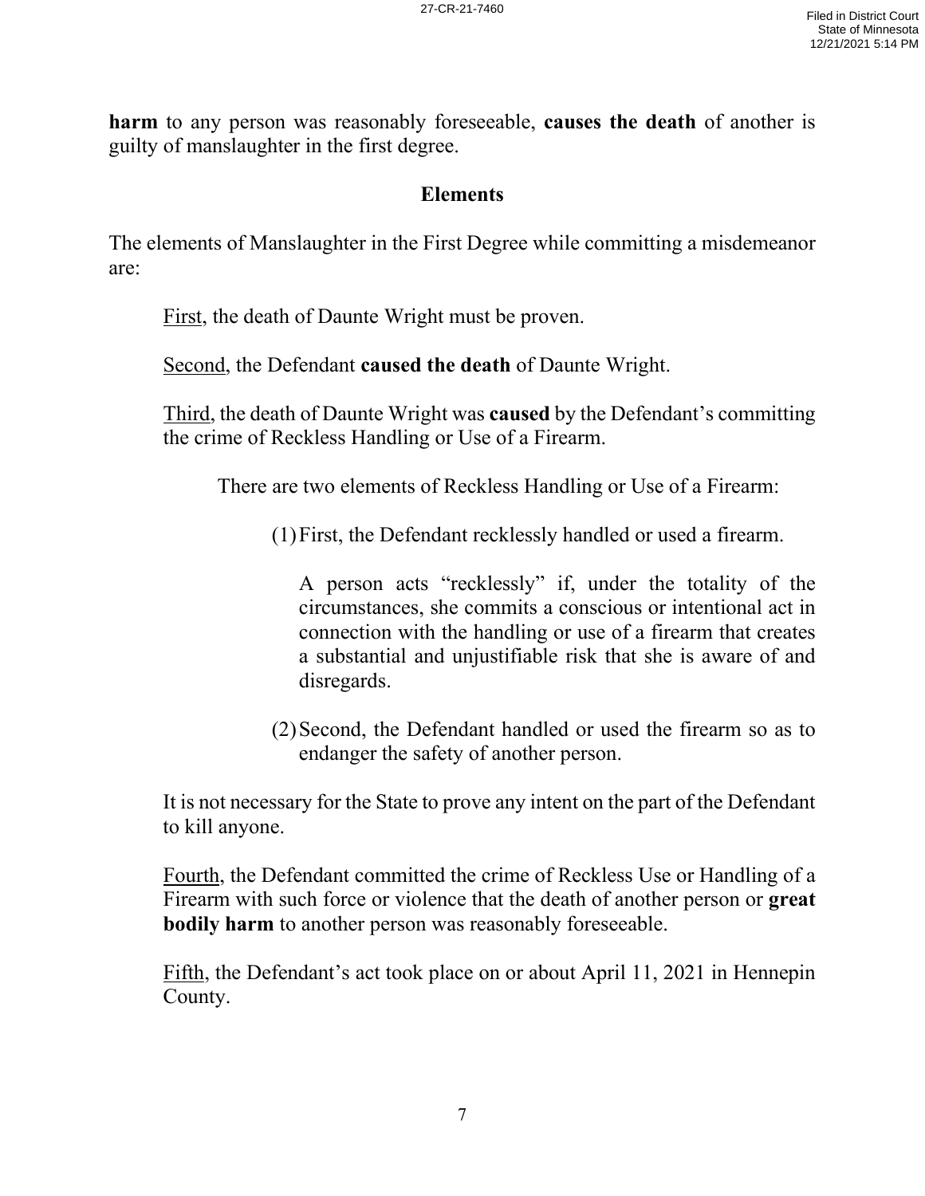**harm** to any person was reasonably foreseeable, **causes the death** of another is guilty of manslaughter in the first degree.

## Elements

The elements of Manslaughter in the First Degree while committing a misdemeanor are:

First, the death of Daunte Wright must be proven.

Second, the Defendant **caused the death** of Daunte Wright.

Third, the death of Daunte Wright was **caused** by the Defendant's committing the crime of Reckless Handling or Use of a Firearm.

There are two elements of Reckless Handling or Use of a Firearm:

(1) First, the Defendant recklessly handled or used a firearm.

A person acts "recklessly" if, under the totality of the circumstances, she commits a conscious or intentional act in connection with the handling or use of a firearm that creates a substantial and unjustifiable risk that she is aware of and disregards.

(2) Second, the Defendant handled or used the firearm so as to endanger the safety of another person.

It is not necessary for the State to prove any intent on the part of the Defendant to kill anyone.

Fourth, the Defendant committed the crime of Reckless Use or Handling of a Firearm with such force or violence that the death of another person or **great bodily harm** to another person was reasonably foreseeable.

Fifth, the Defendant's act took place on or about April 11, 2021 in Hennepin County.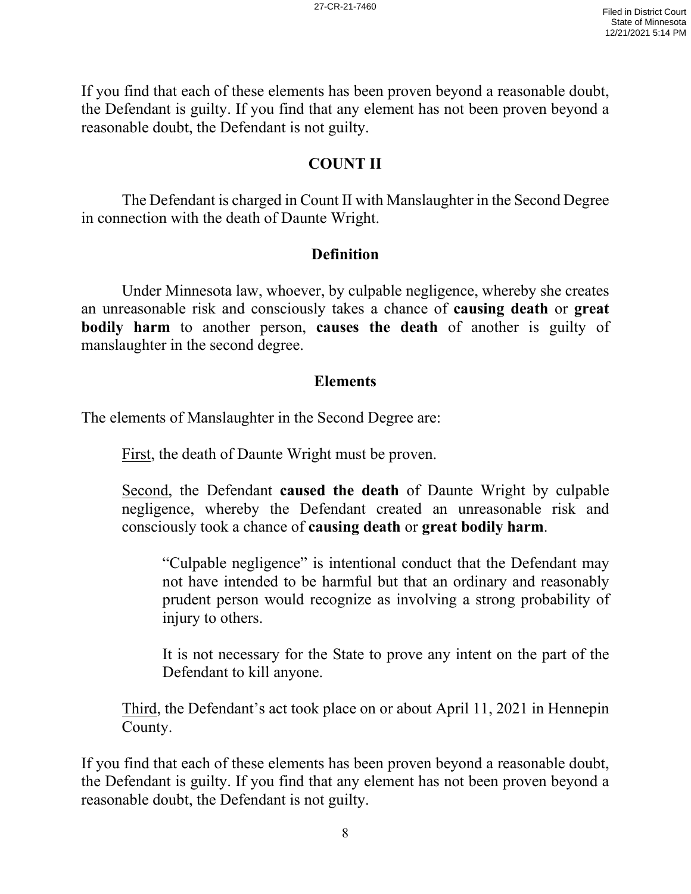If you find that each of these elements has been proven beyond a reasonable doubt, the Defendant is guilty. If you find that any element has not been proven beyond a reasonable doubt, the Defendant is not guilty.

## COUNT II

The Defendant is charged in Count II with Manslaughter in the Second Degree in connection with the death of Daunte Wright.

### Definition

Under Minnesota law, whoever, by culpable negligence, whereby she creates an unreasonable risk and consciously takes a chance of **causing death** or **great bodily harm** to another person, **causes the death** of another is guilty of manslaughter in the second degree.

### Elements

The elements of Manslaughter in the Second Degree are:

> First, the death of Daunte Wright must be proven.
>
> Second, the Defendant **caused the death** of Daunte Wright by culpable negligence, whereby the Defendant created an unreasonable risk and consciously took a chance of **causing death** or **great bodily harm**.
>
> > "Culpable negligence" is intentional conduct that the Defendant may not have intended to be harmful but that an ordinary and reasonably prudent person would recognize as involving a strong probability of injury to others.
> >
> > It is not necessary for the State to prove any intent on the part of the Defendant to kill anyone.
>
> Third, the Defendant's act took place on or about April 11, 2021 in Hennepin County.

If you find that each of these elements has been proven beyond a reasonable doubt, the Defendant is guilty. If you find that any element has not been proven beyond a reasonable doubt, the Defendant is not guilty.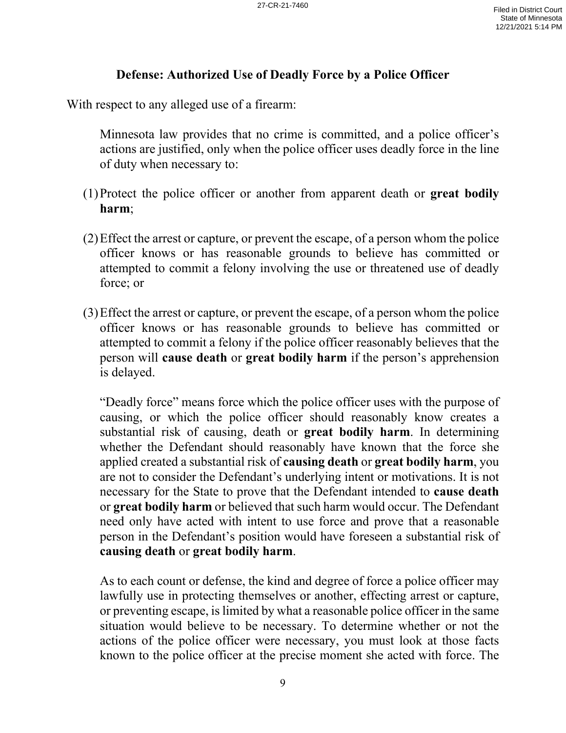## Defense: Authorized Use of Deadly Force by a Police Officer

With respect to any alleged use of a firearm:

Minnesota law provides that no crime is committed, and a police officer's actions are justified, only when the police officer uses deadly force in the line of duty when necessary to:

(1) Protect the police officer or another from apparent death or **great bodily harm**;

(2) Effect the arrest or capture, or prevent the escape, of a person whom the police officer knows or has reasonable grounds to believe has committed or attempted to commit a felony involving the use or threatened use of deadly force; or

(3) Effect the arrest or capture, or prevent the escape, of a person whom the police officer knows or has reasonable grounds to believe has committed or attempted to commit a felony if the police officer reasonably believes that the person will **cause death** or **great bodily harm** if the person's apprehension is delayed.

"Deadly force" means force which the police officer uses with the purpose of causing, or which the police officer should reasonably know creates a substantial risk of causing, death or **great bodily harm**. In determining whether the Defendant should reasonably have known that the force she applied created a substantial risk of **causing death** or **great bodily harm**, you are not to consider the Defendant's underlying intent or motivations. It is not necessary for the State to prove that the Defendant intended to **cause death** or **great bodily harm** or believed that such harm would occur. The Defendant need only have acted with intent to use force and prove that a reasonable person in the Defendant's position would have foreseen a substantial risk of **causing death** or **great bodily harm**.

As to each count or defense, the kind and degree of force a police officer may lawfully use in protecting themselves or another, effecting arrest or capture, or preventing escape, is limited by what a reasonable police officer in the same situation would believe to be necessary. To determine whether or not the actions of the police officer were necessary, you must look at those facts known to the police officer at the precise moment she acted with force. The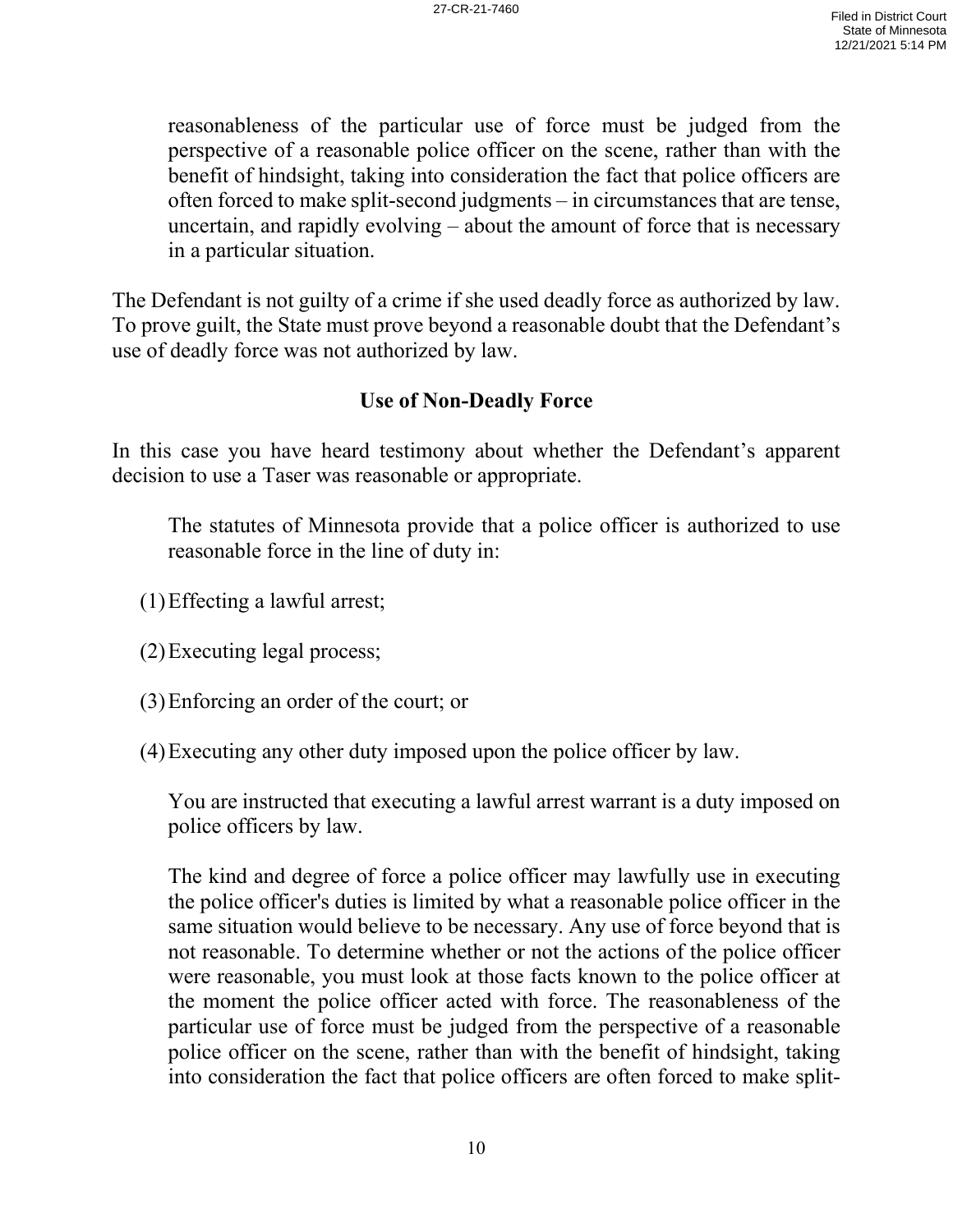reasonableness of the particular use of force must be judged from the perspective of a reasonable police officer on the scene, rather than with the benefit of hindsight, taking into consideration the fact that police officers are often forced to make split-second judgments – in circumstances that are tense, uncertain, and rapidly evolving – about the amount of force that is necessary in a particular situation.

The Defendant is not guilty of a crime if she used deadly force as authorized by law. To prove guilt, the State must prove beyond a reasonable doubt that the Defendant's use of deadly force was not authorized by law.

### Use of Non-Deadly Force

In this case you have heard testimony about whether the Defendant's apparent decision to use a Taser was reasonable or appropriate.

> The statutes of Minnesota provide that a police officer is authorized to use reasonable force in the line of duty in:
>
> (1) Effecting a lawful arrest;
>
> (2) Executing legal process;
>
> (3) Enforcing an order of the court; or
>
> (4) Executing any other duty imposed upon the police officer by law.
>
> You are instructed that executing a lawful arrest warrant is a duty imposed on police officers by law.
>
> The kind and degree of force a police officer may lawfully use in executing the police officer's duties is limited by what a reasonable police officer in the same situation would believe to be necessary. Any use of force beyond that is not reasonable. To determine whether or not the actions of the police officer were reasonable, you must look at those facts known to the police officer at the moment the police officer acted with force. The reasonableness of the particular use of force must be judged from the perspective of a reasonable police officer on the scene, rather than with the benefit of hindsight, taking into consideration the fact that police officers are often forced to make split-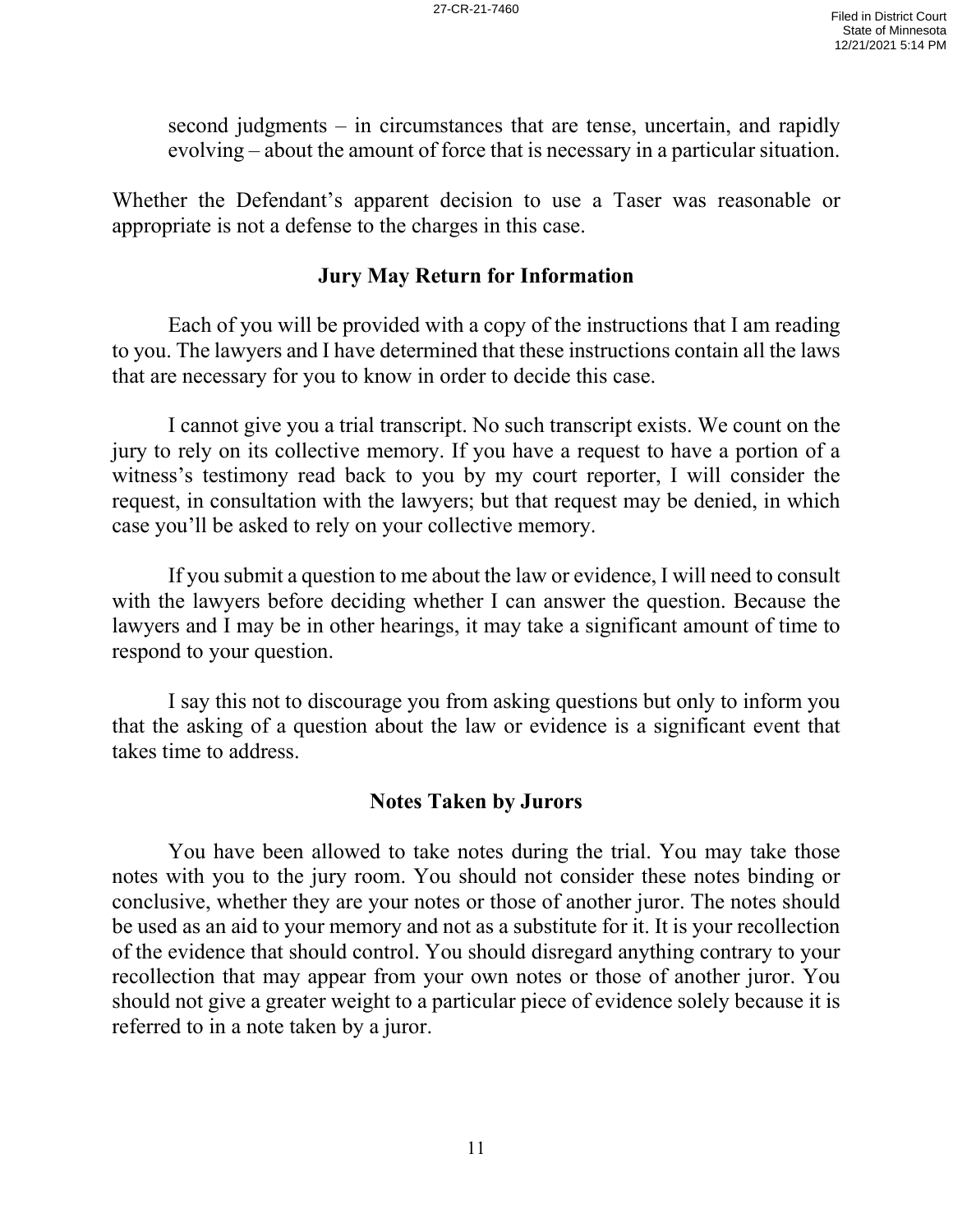second judgments – in circumstances that are tense, uncertain, and rapidly evolving – about the amount of force that is necessary in a particular situation.

Whether the Defendant's apparent decision to use a Taser was reasonable or appropriate is not a defense to the charges in this case.

## Jury May Return for Information

Each of you will be provided with a copy of the instructions that I am reading to you. The lawyers and I have determined that these instructions contain all the laws that are necessary for you to know in order to decide this case.

I cannot give you a trial transcript. No such transcript exists. We count on the jury to rely on its collective memory. If you have a request to have a portion of a witness's testimony read back to you by my court reporter, I will consider the request, in consultation with the lawyers; but that request may be denied, in which case you'll be asked to rely on your collective memory.

If you submit a question to me about the law or evidence, I will need to consult with the lawyers before deciding whether I can answer the question. Because the lawyers and I may be in other hearings, it may take a significant amount of time to respond to your question.

I say this not to discourage you from asking questions but only to inform you that the asking of a question about the law or evidence is a significant event that takes time to address.

## Notes Taken by Jurors

You have been allowed to take notes during the trial. You may take those notes with you to the jury room. You should not consider these notes binding or conclusive, whether they are your notes or those of another juror. The notes should be used as an aid to your memory and not as a substitute for it. It is your recollection of the evidence that should control. You should disregard anything contrary to your recollection that may appear from your own notes or those of another juror. You should not give a greater weight to a particular piece of evidence solely because it is referred to in a note taken by a juror.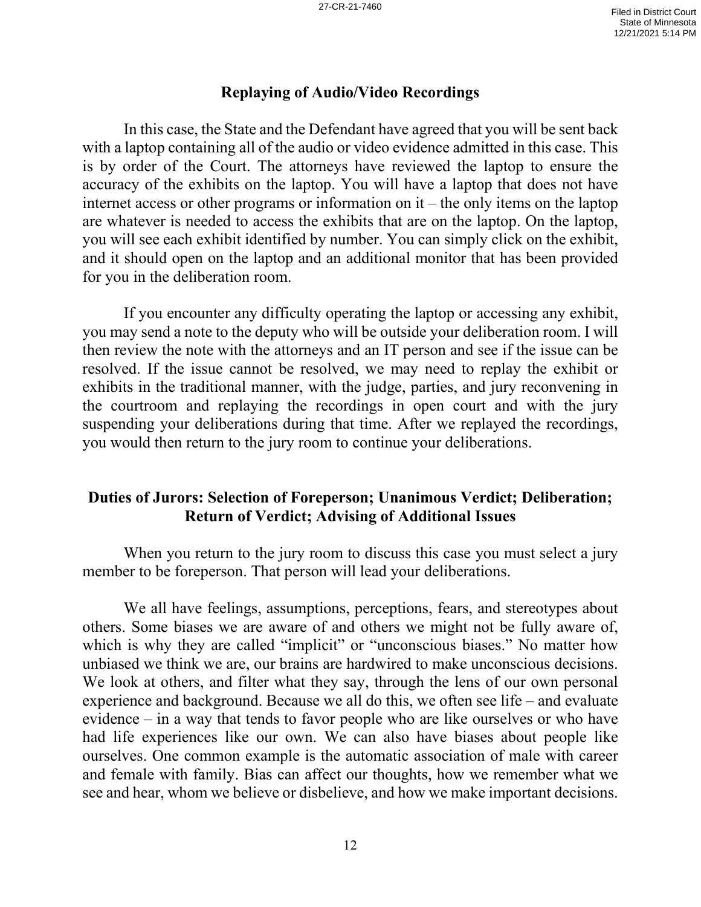## Replaying of Audio/Video Recordings

In this case, the State and the Defendant have agreed that you will be sent back with a laptop containing all of the audio or video evidence admitted in this case. This is by order of the Court. The attorneys have reviewed the laptop to ensure the accuracy of the exhibits on the laptop. You will have a laptop that does not have internet access or other programs or information on it – the only items on the laptop are whatever is needed to access the exhibits that are on the laptop. On the laptop, you will see each exhibit identified by number. You can simply click on the exhibit, and it should open on the laptop and an additional monitor that has been provided for you in the deliberation room.

If you encounter any difficulty operating the laptop or accessing any exhibit, you may send a note to the deputy who will be outside your deliberation room. I will then review the note with the attorneys and an IT person and see if the issue can be resolved. If the issue cannot be resolved, we may need to replay the exhibit or exhibits in the traditional manner, with the judge, parties, and jury reconvening in the courtroom and replaying the recordings in open court and with the jury suspending your deliberations during that time. After we replayed the recordings, you would then return to the jury room to continue your deliberations.

## Duties of Jurors: Selection of Foreperson; Unanimous Verdict; Deliberation; Return of Verdict; Advising of Additional Issues

When you return to the jury room to discuss this case you must select a jury member to be foreperson. That person will lead your deliberations.

We all have feelings, assumptions, perceptions, fears, and stereotypes about others. Some biases we are aware of and others we might not be fully aware of, which is why they are called "implicit" or "unconscious biases." No matter how unbiased we think we are, our brains are hardwired to make unconscious decisions. We look at others, and filter what they say, through the lens of our own personal experience and background. Because we all do this, we often see life – and evaluate evidence – in a way that tends to favor people who are like ourselves or who have had life experiences like our own. We can also have biases about people like ourselves. One common example is the automatic association of male with career and female with family. Bias can affect our thoughts, how we remember what we see and hear, whom we believe or disbelieve, and how we make important decisions.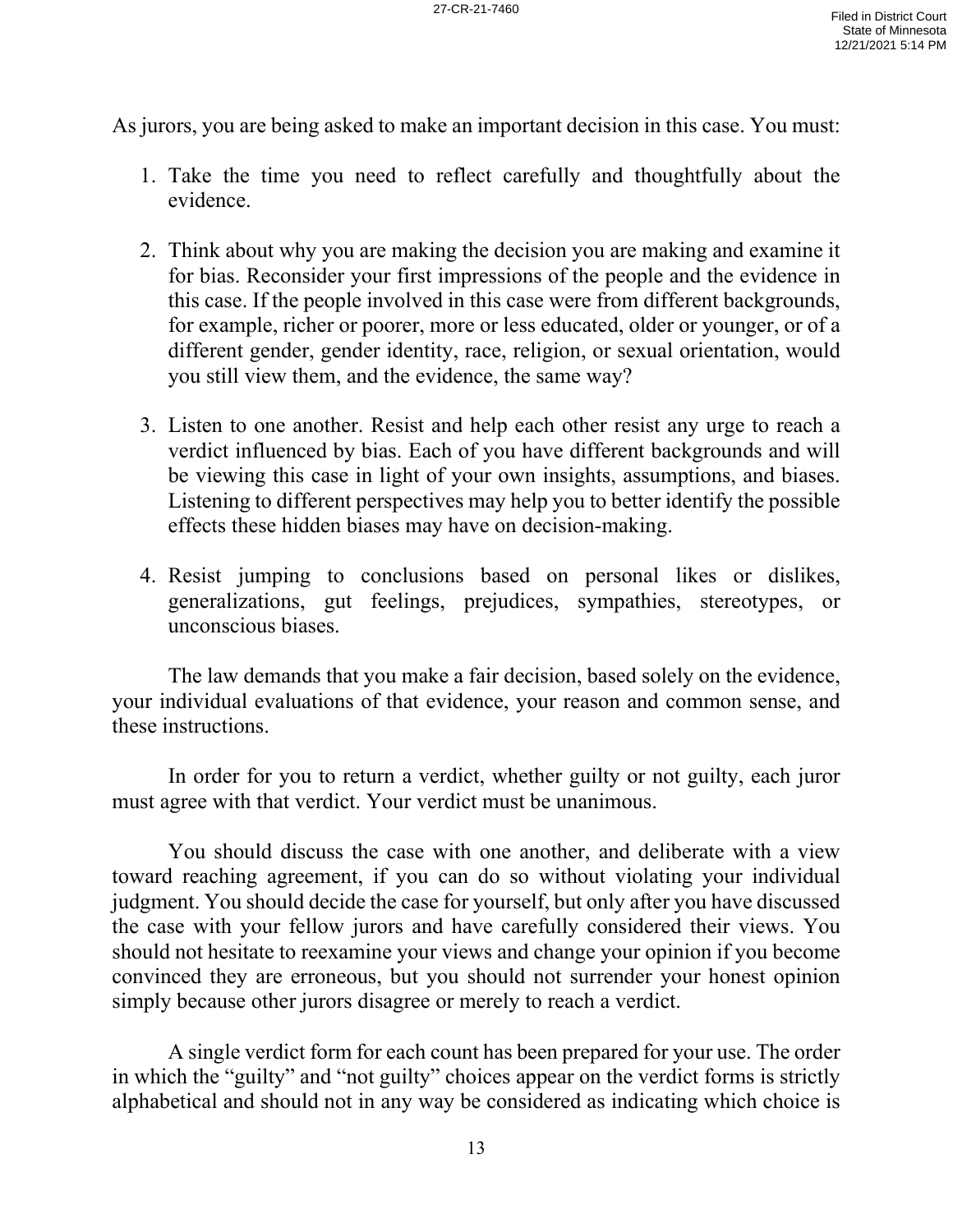As jurors, you are being asked to make an important decision in this case. You must:

1. Take the time you need to reflect carefully and thoughtfully about the evidence.

2. Think about why you are making the decision you are making and examine it for bias. Reconsider your first impressions of the people and the evidence in this case. If the people involved in this case were from different backgrounds, for example, richer or poorer, more or less educated, older or younger, or of a different gender, gender identity, race, religion, or sexual orientation, would you still view them, and the evidence, the same way?

3. Listen to one another. Resist and help each other resist any urge to reach a verdict influenced by bias. Each of you have different backgrounds and will be viewing this case in light of your own insights, assumptions, and biases. Listening to different perspectives may help you to better identify the possible effects these hidden biases may have on decision-making.

4. Resist jumping to conclusions based on personal likes or dislikes, generalizations, gut feelings, prejudices, sympathies, stereotypes, or unconscious biases.

The law demands that you make a fair decision, based solely on the evidence, your individual evaluations of that evidence, your reason and common sense, and these instructions.

In order for you to return a verdict, whether guilty or not guilty, each juror must agree with that verdict. Your verdict must be unanimous.

You should discuss the case with one another, and deliberate with a view toward reaching agreement, if you can do so without violating your individual judgment. You should decide the case for yourself, but only after you have discussed the case with your fellow jurors and have carefully considered their views. You should not hesitate to reexamine your views and change your opinion if you become convinced they are erroneous, but you should not surrender your honest opinion simply because other jurors disagree or merely to reach a verdict.

A single verdict form for each count has been prepared for your use. The order in which the "guilty" and "not guilty" choices appear on the verdict forms is strictly alphabetical and should not in any way be considered as indicating which choice is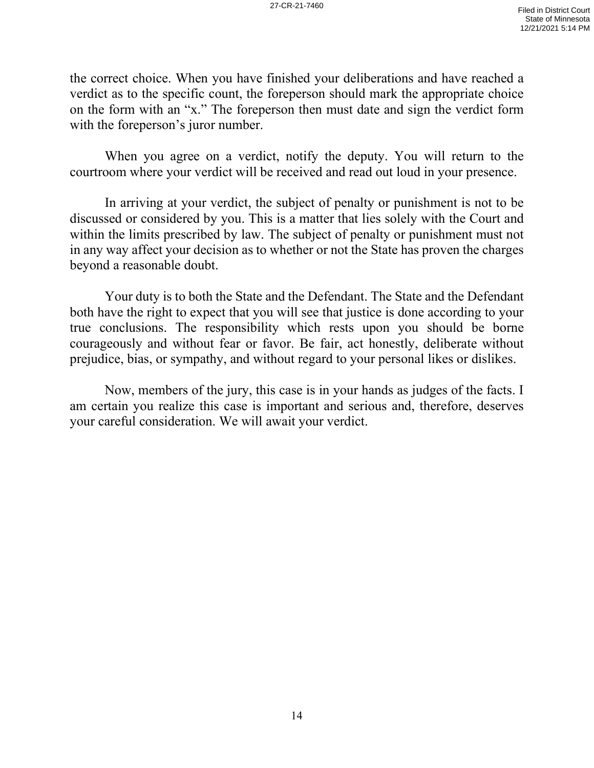the correct choice. When you have finished your deliberations and have reached a verdict as to the specific count, the foreperson should mark the appropriate choice on the form with an "x." The foreperson then must date and sign the verdict form with the foreperson's juror number.

When you agree on a verdict, notify the deputy. You will return to the courtroom where your verdict will be received and read out loud in your presence.

In arriving at your verdict, the subject of penalty or punishment is not to be discussed or considered by you. This is a matter that lies solely with the Court and within the limits prescribed by law. The subject of penalty or punishment must not in any way affect your decision as to whether or not the State has proven the charges beyond a reasonable doubt.

Your duty is to both the State and the Defendant. The State and the Defendant both have the right to expect that you will see that justice is done according to your true conclusions. The responsibility which rests upon you should be borne courageously and without fear or favor. Be fair, act honestly, deliberate without prejudice, bias, or sympathy, and without regard to your personal likes or dislikes.

Now, members of the jury, this case is in your hands as judges of the facts. I am certain you realize this case is important and serious and, therefore, deserves your careful consideration. We will await your verdict.